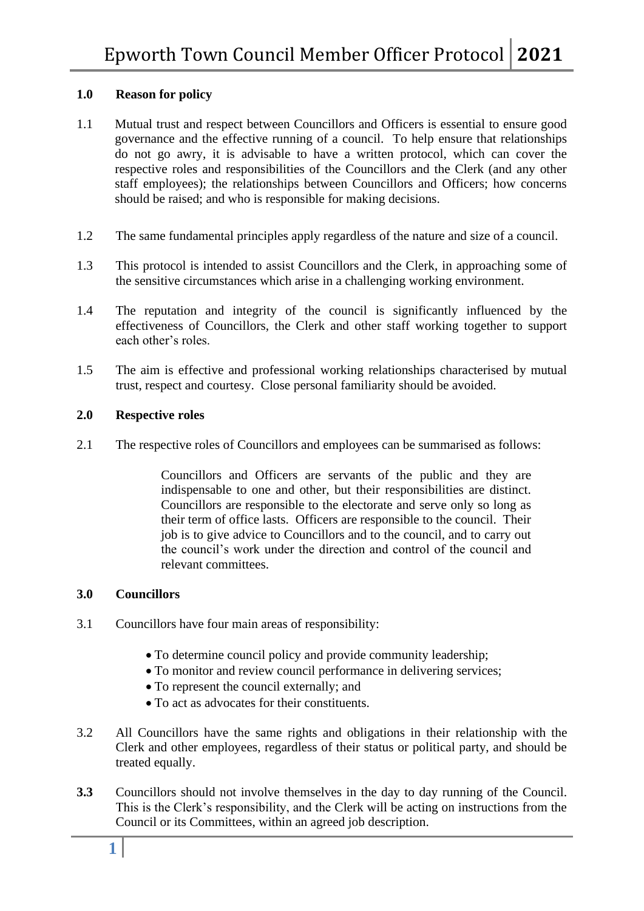## 1.0 Reason for policy

1.1 Mutual trust and respect between Councillors and Officers is essential to ensure good governance and the effective running of a council. To help ensure that relationships do not go awry, it is advisable to have a written protocol, which can cover the respective roles and responsibilities of the Councillors and the Clerk (and any other staff employees); the relationships between Councillors and Officers; how concerns should be raised; and who is responsible for making decisions.

1.2 The same fundamental principles apply regardless of the nature and size of a council.

1.3 This protocol is intended to assist Councillors and the Clerk, in approaching some of the sensitive circumstances which arise in a challenging working environment.

1.4 The reputation and integrity of the council is significantly influenced by the effectiveness of Councillors, the Clerk and other staff working together to support each other's roles.

1.5 The aim is effective and professional working relationships characterised by mutual trust, respect and courtesy. Close personal familiarity should be avoided.

## 2.0 Respective roles

2.1 The respective roles of Councillors and employees can be summarised as follows:

> Councillors and Officers are servants of the public and they are indispensable to one and other, but their responsibilities are distinct. Councillors are responsible to the electorate and serve only so long as their term of office lasts. Officers are responsible to the council. Their job is to give advice to Councillors and to the council, and to carry out the council's work under the direction and control of the council and relevant committees.

## 3.0 Councillors

3.1 Councillors have four main areas of responsibility:

- To determine council policy and provide community leadership;
- To monitor and review council performance in delivering services;
- To represent the council externally; and
- To act as advocates for their constituents.

3.2 All Councillors have the same rights and obligations in their relationship with the Clerk and other employees, regardless of their status or political party, and should be treated equally.

**3.3** Councillors should not involve themselves in the day to day running of the Council. This is the Clerk's responsibility, and the Clerk will be acting on instructions from the Council or its Committees, within an agreed job description.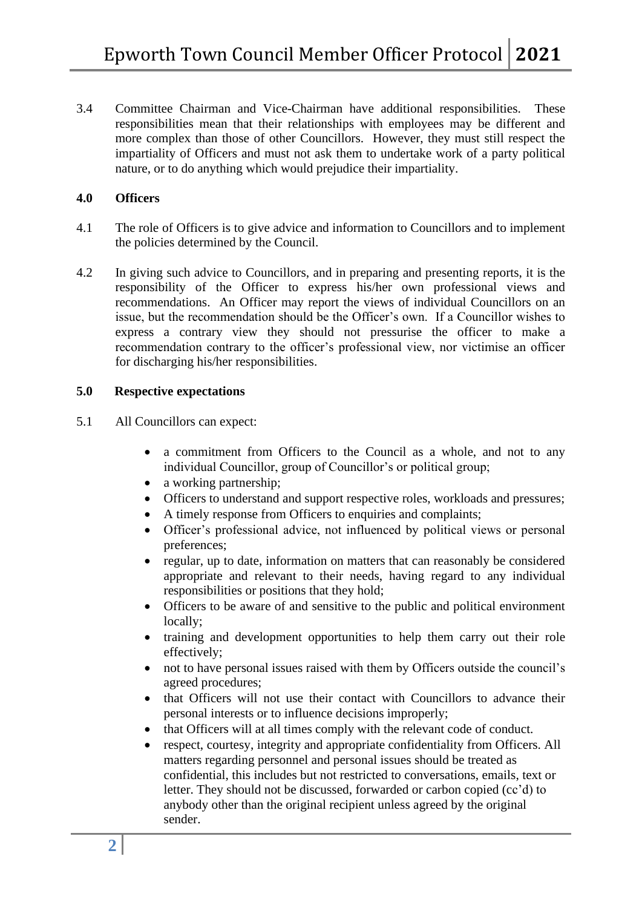3.4 Committee Chairman and Vice-Chairman have additional responsibilities. These responsibilities mean that their relationships with employees may be different and more complex than those of other Councillors. However, they must still respect the impartiality of Officers and must not ask them to undertake work of a party political nature, or to do anything which would prejudice their impartiality.

## 4.0 Officers

4.1 The role of Officers is to give advice and information to Councillors and to implement the policies determined by the Council.

4.2 In giving such advice to Councillors, and in preparing and presenting reports, it is the responsibility of the Officer to express his/her own professional views and recommendations. An Officer may report the views of individual Councillors on an issue, but the recommendation should be the Officer's own. If a Councillor wishes to express a contrary view they should not pressurise the officer to make a recommendation contrary to the officer's professional view, nor victimise an officer for discharging his/her responsibilities.

## 5.0 Respective expectations

5.1 All Councillors can expect:

- a commitment from Officers to the Council as a whole, and not to any individual Councillor, group of Councillor's or political group;
- a working partnership;
- Officers to understand and support respective roles, workloads and pressures;
- A timely response from Officers to enquiries and complaints;
- Officer's professional advice, not influenced by political views or personal preferences;
- regular, up to date, information on matters that can reasonably be considered appropriate and relevant to their needs, having regard to any individual responsibilities or positions that they hold;
- Officers to be aware of and sensitive to the public and political environment locally;
- training and development opportunities to help them carry out their role effectively;
- not to have personal issues raised with them by Officers outside the council's agreed procedures;
- that Officers will not use their contact with Councillors to advance their personal interests or to influence decisions improperly;
- that Officers will at all times comply with the relevant code of conduct.
- respect, courtesy, integrity and appropriate confidentiality from Officers. All matters regarding personnel and personal issues should be treated as confidential, this includes but not restricted to conversations, emails, text or letter. They should not be discussed, forwarded or carbon copied (cc'd) to anybody other than the original recipient unless agreed by the original sender.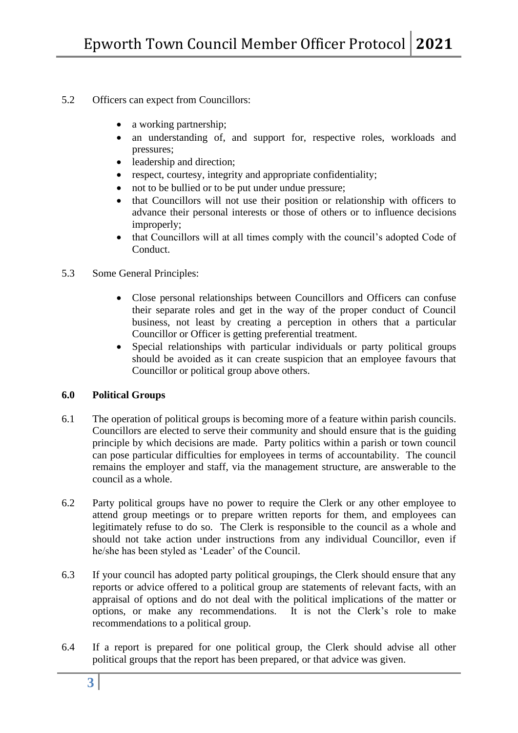5.2 Officers can expect from Councillors:

- a working partnership;
- an understanding of, and support for, respective roles, workloads and pressures;
- leadership and direction;
- respect, courtesy, integrity and appropriate confidentiality;
- not to be bullied or to be put under undue pressure;
- that Councillors will not use their position or relationship with officers to advance their personal interests or those of others or to influence decisions improperly;
- that Councillors will at all times comply with the council's adopted Code of Conduct.

5.3 Some General Principles:

- Close personal relationships between Councillors and Officers can confuse their separate roles and get in the way of the proper conduct of Council business, not least by creating a perception in others that a particular Councillor or Officer is getting preferential treatment.
- Special relationships with particular individuals or party political groups should be avoided as it can create suspicion that an employee favours that Councillor or political group above others.

**6.0 Political Groups**

6.1 The operation of political groups is becoming more of a feature within parish councils. Councillors are elected to serve their community and should ensure that is the guiding principle by which decisions are made. Party politics within a parish or town council can pose particular difficulties for employees in terms of accountability. The council remains the employer and staff, via the management structure, are answerable to the council as a whole.

6.2 Party political groups have no power to require the Clerk or any other employee to attend group meetings or to prepare written reports for them, and employees can legitimately refuse to do so. The Clerk is responsible to the council as a whole and should not take action under instructions from any individual Councillor, even if he/she has been styled as 'Leader' of the Council.

6.3 If your council has adopted party political groupings, the Clerk should ensure that any reports or advice offered to a political group are statements of relevant facts, with an appraisal of options and do not deal with the political implications of the matter or options, or make any recommendations. It is not the Clerk's role to make recommendations to a political group.

6.4 If a report is prepared for one political group, the Clerk should advise all other political groups that the report has been prepared, or that advice was given.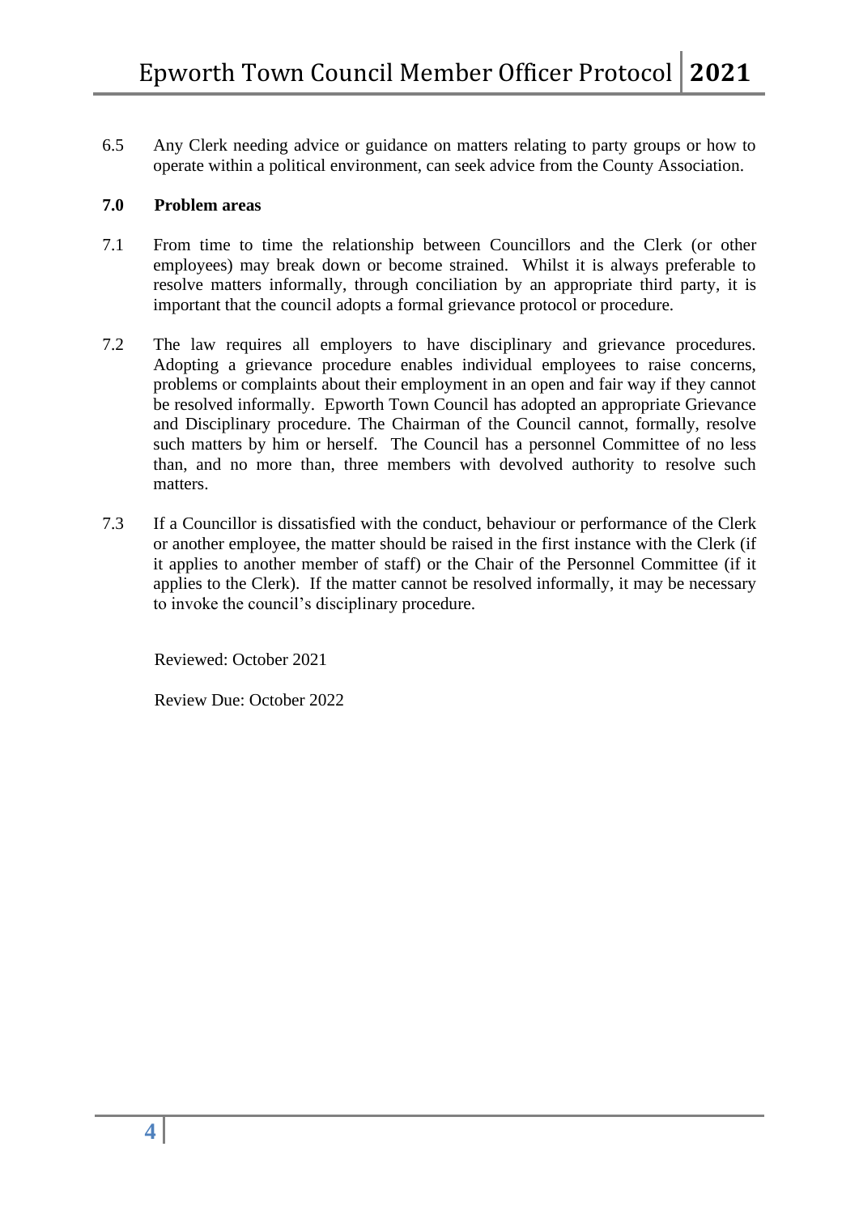6.5 Any Clerk needing advice or guidance on matters relating to party groups or how to operate within a political environment, can seek advice from the County Association.

## 7.0 Problem areas

7.1 From time to time the relationship between Councillors and the Clerk (or other employees) may break down or become strained. Whilst it is always preferable to resolve matters informally, through conciliation by an appropriate third party, it is important that the council adopts a formal grievance protocol or procedure.

7.2 The law requires all employers to have disciplinary and grievance procedures. Adopting a grievance procedure enables individual employees to raise concerns, problems or complaints about their employment in an open and fair way if they cannot be resolved informally. Epworth Town Council has adopted an appropriate Grievance and Disciplinary procedure. The Chairman of the Council cannot, formally, resolve such matters by him or herself. The Council has a personnel Committee of no less than, and no more than, three members with devolved authority to resolve such matters.

7.3 If a Councillor is dissatisfied with the conduct, behaviour or performance of the Clerk or another employee, the matter should be raised in the first instance with the Clerk (if it applies to another member of staff) or the Chair of the Personnel Committee (if it applies to the Clerk). If the matter cannot be resolved informally, it may be necessary to invoke the council's disciplinary procedure.

Reviewed: October 2021

Review Due: October 2022